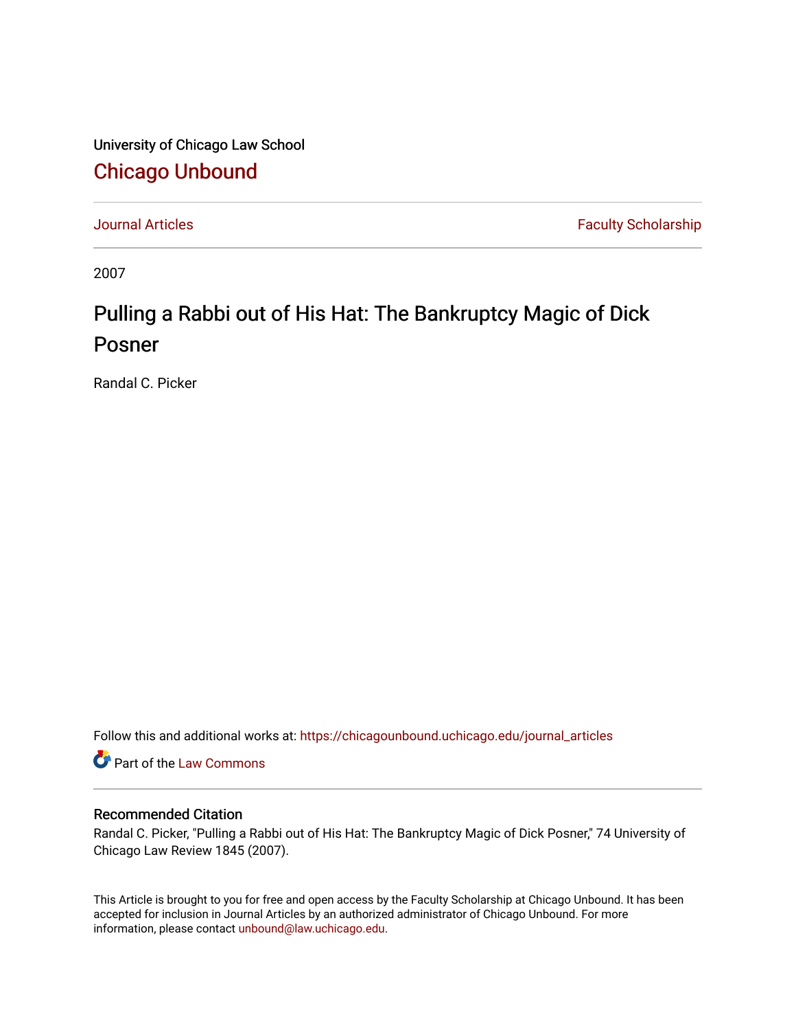University of Chicago Law School

## Chicago Unbound

Journal Articles | Faculty Scholarship

2007

# Pulling a Rabbi out of His Hat: The Bankruptcy Magic of Dick Posner

Randal C. Picker

Follow this and additional works at: https://chicagounbound.uchicago.edu/journal_articles

Part of the Law Commons

### Recommended Citation

Randal C. Picker, "Pulling a Rabbi out of His Hat: The Bankruptcy Magic of Dick Posner," 74 University of Chicago Law Review 1845 (2007).

This Article is brought to you for free and open access by the Faculty Scholarship at Chicago Unbound. It has been accepted for inclusion in Journal Articles by an authorized administrator of Chicago Unbound. For more information, please contact unbound@law.uchicago.edu.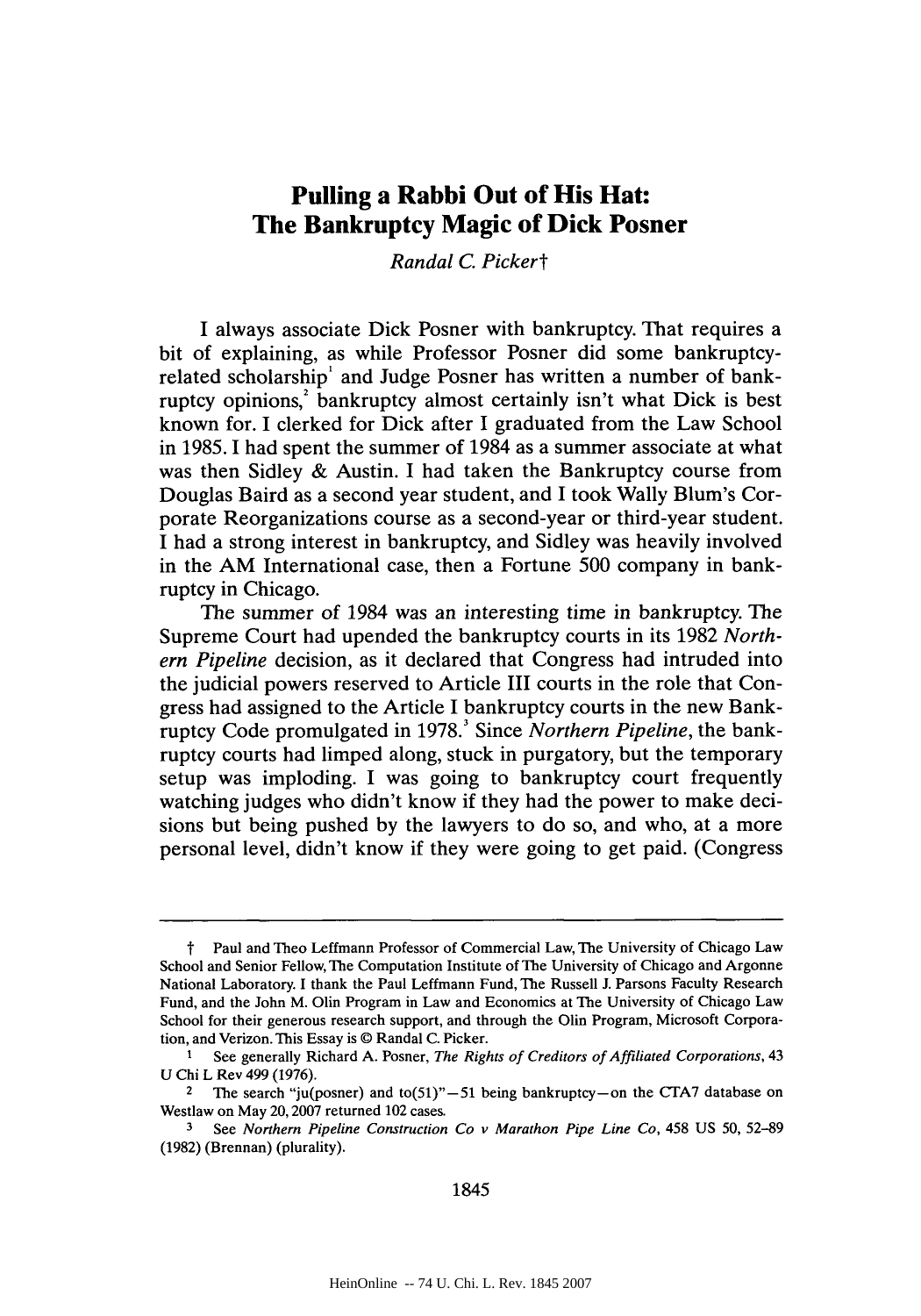# Pulling a Rabbi Out of His Hat: The Bankruptcy Magic of Dick Posner

*Randal C. Picker*†

I always associate Dick Posner with bankruptcy. That requires a bit of explaining, as while Professor Posner did some bankruptcy-related scholarship[1] and Judge Posner has written a number of bankruptcy opinions,[2] bankruptcy almost certainly isn't what Dick is best known for. I clerked for Dick after I graduated from the Law School in 1985. I had spent the summer of 1984 as a summer associate at what was then Sidley & Austin. I had taken the Bankruptcy course from Douglas Baird as a second year student, and I took Wally Blum's Corporate Reorganizations course as a second-year or third-year student. I had a strong interest in bankruptcy, and Sidley was heavily involved in the AM International case, then a Fortune 500 company in bankruptcy in Chicago.

The summer of 1984 was an interesting time in bankruptcy. The Supreme Court had upended the bankruptcy courts in its 1982 *Northern Pipeline* decision, as it declared that Congress had intruded into the judicial powers reserved to Article III courts in the role that Congress had assigned to the Article I bankruptcy courts in the new Bankruptcy Code promulgated in 1978.[3] Since *Northern Pipeline*, the bankruptcy courts had limped along, stuck in purgatory, but the temporary setup was imploding. I was going to bankruptcy court frequently watching judges who didn't know if they had the power to make decisions but being pushed by the lawyers to do so, and who, at a more personal level, didn't know if they were going to get paid. (Congress

---

† Paul and Theo Leffmann Professor of Commercial Law, The University of Chicago Law School and Senior Fellow, The Computation Institute of The University of Chicago and Argonne National Laboratory. I thank the Paul Leffmann Fund, The Russell J. Parsons Faculty Research Fund, and the John M. Olin Program in Law and Economics at The University of Chicago Law School for their generous research support, and through the Olin Program, Microsoft Corporation, and Verizon. This Essay is © Randal C. Picker.

1 See generally Richard A. Posner, *The Rights of Creditors of Affiliated Corporations*, 43 U Chi L Rev 499 (1976).

2 The search "ju(posner) and to(51)"—51 being bankruptcy—on the CTA7 database on Westlaw on May 20, 2007 returned 102 cases.

3 See *Northern Pipeline Construction Co v Marathon Pipe Line Co*, 458 US 50, 52–89 (1982) (Brennan) (plurality).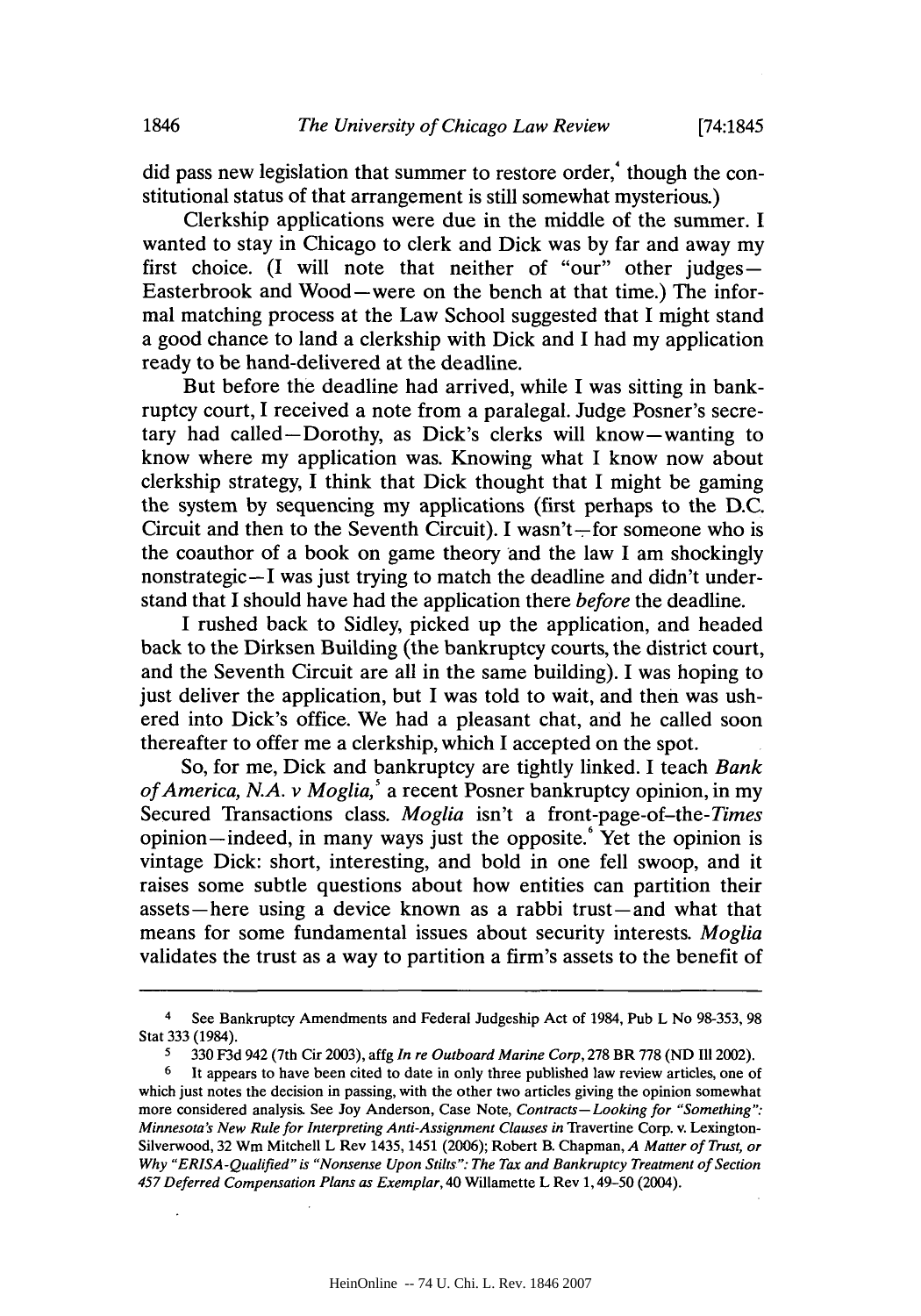did pass new legislation that summer to restore order,[4] though the constitutional status of that arrangement is still somewhat mysterious.)

Clerkship applications were due in the middle of the summer. I wanted to stay in Chicago to clerk and Dick was by far and away my first choice. (I will note that neither of "our" other judges—Easterbrook and Wood—were on the bench at that time.) The informal matching process at the Law School suggested that I might stand a good chance to land a clerkship with Dick and I had my application ready to be hand-delivered at the deadline.

But before the deadline had arrived, while I was sitting in bankruptcy court, I received a note from a paralegal. Judge Posner's secretary had called—Dorothy, as Dick's clerks will know—wanting to know where my application was. Knowing what I know now about clerkship strategy, I think that Dick thought that I might be gaming the system by sequencing my applications (first perhaps to the D.C. Circuit and then to the Seventh Circuit). I wasn't—for someone who is the coauthor of a book on game theory and the law I am shockingly nonstrategic—I was just trying to match the deadline and didn't understand that I should have had the application there *before* the deadline.

I rushed back to Sidley, picked up the application, and headed back to the Dirksen Building (the bankruptcy courts, the district court, and the Seventh Circuit are all in the same building). I was hoping to just deliver the application, but I was told to wait, and then was ushered into Dick's office. We had a pleasant chat, and he called soon thereafter to offer me a clerkship, which I accepted on the spot.

So, for me, Dick and bankruptcy are tightly linked. I teach *Bank of America, N.A. v Moglia*,[5] a recent Posner bankruptcy opinion, in my Secured Transactions class. *Moglia* isn't a front-page-of-the-*Times* opinion—indeed, in many ways just the opposite.[6] Yet the opinion is vintage Dick: short, interesting, and bold in one fell swoop, and it raises some subtle questions about how entities can partition their assets—here using a device known as a rabbi trust—and what that means for some fundamental issues about security interests. *Moglia* validates the trust as a way to partition a firm's assets to the benefit of

---

[4] See Bankruptcy Amendments and Federal Judgeship Act of 1984, Pub L No 98-353, 98 Stat 333 (1984).

[5] 330 F3d 942 (7th Cir 2003), affg *In re Outboard Marine Corp*, 278 BR 778 (ND Ill 2002).

[6] It appears to have been cited to date in only three published law review articles, one of which just notes the decision in passing, with the other two articles giving the opinion somewhat more considered analysis. See Joy Anderson, Case Note, *Contracts—Looking for "Something": Minnesota's New Rule for Interpreting Anti-Assignment Clauses in* Travertine Corp. v. Lexington-Silverwood, 32 Wm Mitchell L Rev 1435, 1451 (2006); Robert B. Chapman, *A Matter of Trust, or Why "ERISA-Qualified" is "Nonsense Upon Stilts": The Tax and Bankruptcy Treatment of Section 457 Deferred Compensation Plans as Exemplar*, 40 Willamette L Rev 1, 49–50 (2004).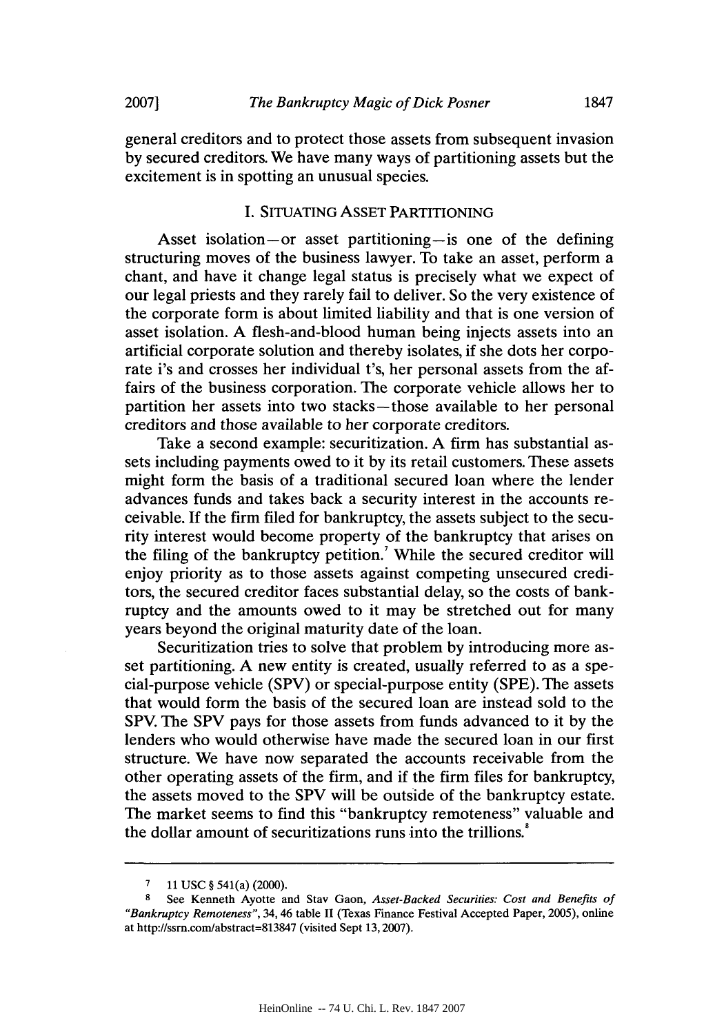general creditors and to protect those assets from subsequent invasion by secured creditors. We have many ways of partitioning assets but the excitement is in spotting an unusual species.

## I. SITUATING ASSET PARTITIONING

Asset isolation—or asset partitioning—is one of the defining structuring moves of the business lawyer. To take an asset, perform a chant, and have it change legal status is precisely what we expect of our legal priests and they rarely fail to deliver. So the very existence of the corporate form is about limited liability and that is one version of asset isolation. A flesh-and-blood human being injects assets into an artificial corporate solution and thereby isolates, if she dots her corporate i's and crosses her individual t's, her personal assets from the affairs of the business corporation. The corporate vehicle allows her to partition her assets into two stacks—those available to her personal creditors and those available to her corporate creditors.

Take a second example: securitization. A firm has substantial assets including payments owed to it by its retail customers. These assets might form the basis of a traditional secured loan where the lender advances funds and takes back a security interest in the accounts receivable. If the firm filed for bankruptcy, the assets subject to the security interest would become property of the bankruptcy that arises on the filing of the bankruptcy petition.[7] While the secured creditor will enjoy priority as to those assets against competing unsecured creditors, the secured creditor faces substantial delay, so the costs of bankruptcy and the amounts owed to it may be stretched out for many years beyond the original maturity date of the loan.

Securitization tries to solve that problem by introducing more asset partitioning. A new entity is created, usually referred to as a special-purpose vehicle (SPV) or special-purpose entity (SPE). The assets that would form the basis of the secured loan are instead sold to the SPV. The SPV pays for those assets from funds advanced to it by the lenders who would otherwise have made the secured loan in our first structure. We have now separated the accounts receivable from the other operating assets of the firm, and if the firm files for bankruptcy, the assets moved to the SPV will be outside of the bankruptcy estate. The market seems to find this "bankruptcy remoteness" valuable and the dollar amount of securitizations runs into the trillions.[8]

---

[7] 11 USC § 541(a) (2000).

[8] See Kenneth Ayotte and Stav Gaon, *Asset-Backed Securities: Cost and Benefits of "Bankruptcy Remoteness"*, 34, 46 table II (Texas Finance Festival Accepted Paper, 2005), online at http://ssrn.com/abstract=813847 (visited Sept 13, 2007).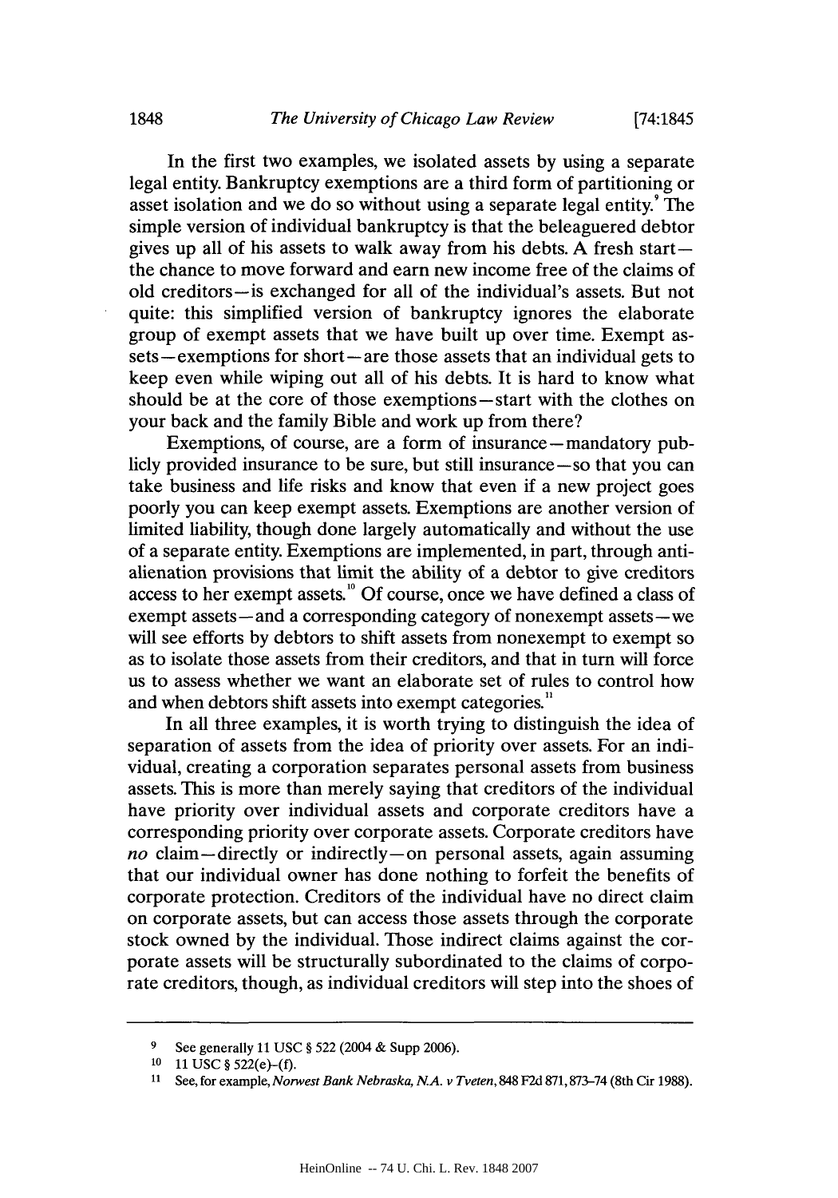In the first two examples, we isolated assets by using a separate legal entity. Bankruptcy exemptions are a third form of partitioning or asset isolation and we do so without using a separate legal entity.[9] The simple version of individual bankruptcy is that the beleaguered debtor gives up all of his assets to walk away from his debts. A fresh start—the chance to move forward and earn new income free of the claims of old creditors—is exchanged for all of the individual's assets. But not quite: this simplified version of bankruptcy ignores the elaborate group of exempt assets that we have built up over time. Exempt assets—exemptions for short—are those assets that an individual gets to keep even while wiping out all of his debts. It is hard to know what should be at the core of those exemptions—start with the clothes on your back and the family Bible and work up from there?

Exemptions, of course, are a form of insurance—mandatory publicly provided insurance to be sure, but still insurance—so that you can take business and life risks and know that even if a new project goes poorly you can keep exempt assets. Exemptions are another version of limited liability, though done largely automatically and without the use of a separate entity. Exemptions are implemented, in part, through anti-alienation provisions that limit the ability of a debtor to give creditors access to her exempt assets.[10] Of course, once we have defined a class of exempt assets—and a corresponding category of nonexempt assets—we will see efforts by debtors to shift assets from nonexempt to exempt so as to isolate those assets from their creditors, and that in turn will force us to assess whether we want an elaborate set of rules to control how and when debtors shift assets into exempt categories.[11]

In all three examples, it is worth trying to distinguish the idea of separation of assets from the idea of priority over assets. For an individual, creating a corporation separates personal assets from business assets. This is more than merely saying that creditors of the individual have priority over individual assets and corporate creditors have a corresponding priority over corporate assets. Corporate creditors have *no* claim—directly or indirectly—on personal assets, again assuming that our individual owner has done nothing to forfeit the benefits of corporate protection. Creditors of the individual have no direct claim on corporate assets, but can access those assets through the corporate stock owned by the individual. Those indirect claims against the corporate assets will be structurally subordinated to the claims of corporate creditors, though, as individual creditors will step into the shoes of

---

[9] See generally 11 USC § 522 (2004 & Supp 2006).

[10] 11 USC § 522(e)–(f).

[11] See, for example, *Norwest Bank Nebraska, N.A. v Tveten*, 848 F2d 871, 873–74 (8th Cir 1988).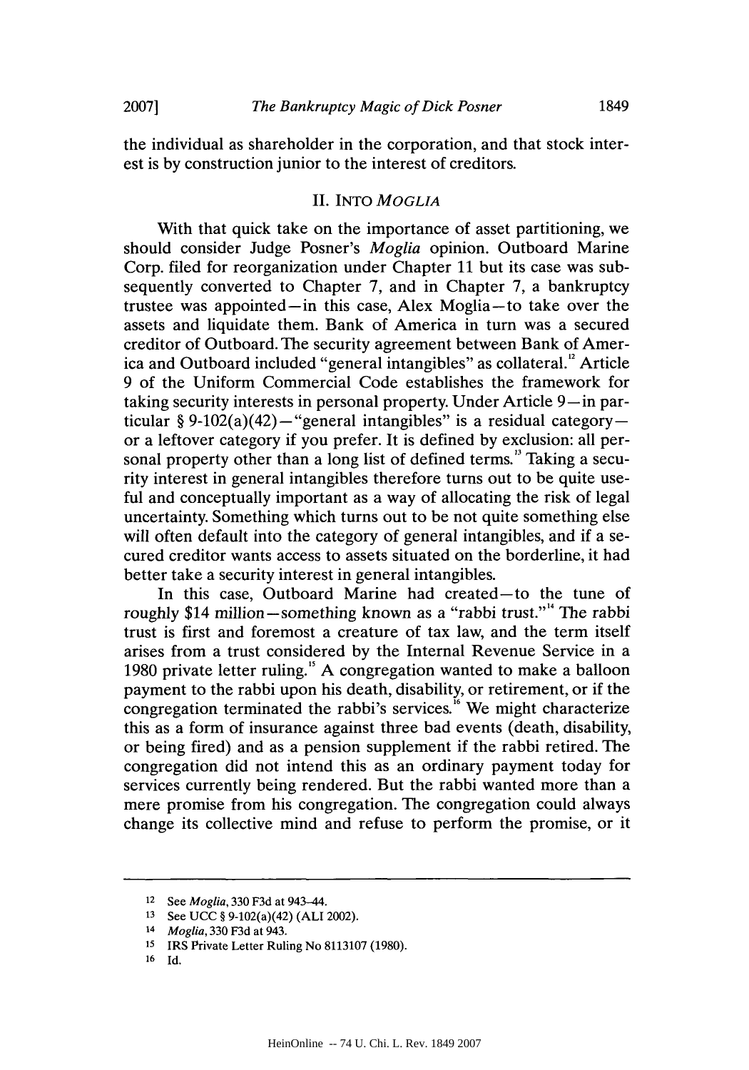the individual as shareholder in the corporation, and that stock interest is by construction junior to the interest of creditors.

## II. INTO *MOGLIA*

With that quick take on the importance of asset partitioning, we should consider Judge Posner's *Moglia* opinion. Outboard Marine Corp. filed for reorganization under Chapter 11 but its case was subsequently converted to Chapter 7, and in Chapter 7, a bankruptcy trustee was appointed—in this case, Alex Moglia—to take over the assets and liquidate them. Bank of America in turn was a secured creditor of Outboard. The security agreement between Bank of America and Outboard included "general intangibles" as collateral.[12] Article 9 of the Uniform Commercial Code establishes the framework for taking security interests in personal property. Under Article 9—in particular § 9-102(a)(42)—"general intangibles" is a residual category—or a leftover category if you prefer. It is defined by exclusion: all personal property other than a long list of defined terms.[13] Taking a security interest in general intangibles therefore turns out to be quite useful and conceptually important as a way of allocating the risk of legal uncertainty. Something which turns out to be not quite something else will often default into the category of general intangibles, and if a secured creditor wants access to assets situated on the borderline, it had better take a security interest in general intangibles.

In this case, Outboard Marine had created—to the tune of roughly $14 million—something known as a "rabbi trust."[14] The rabbi trust is first and foremost a creature of tax law, and the term itself arises from a trust considered by the Internal Revenue Service in a 1980 private letter ruling.[15] A congregation wanted to make a balloon payment to the rabbi upon his death, disability, or retirement, or if the congregation terminated the rabbi's services.[16] We might characterize this as a form of insurance against three bad events (death, disability, or being fired) and as a pension supplement if the rabbi retired. The congregation did not intend this as an ordinary payment today for services currently being rendered. But the rabbi wanted more than a mere promise from his congregation. The congregation could always change its collective mind and refuse to perform the promise, or it

---

12 See *Moglia*, 330 F3d at 943–44.

13 See UCC § 9-102(a)(42) (ALI 2002).

14 *Moglia*, 330 F3d at 943.

15 IRS Private Letter Ruling No 8113107 (1980).

16 Id.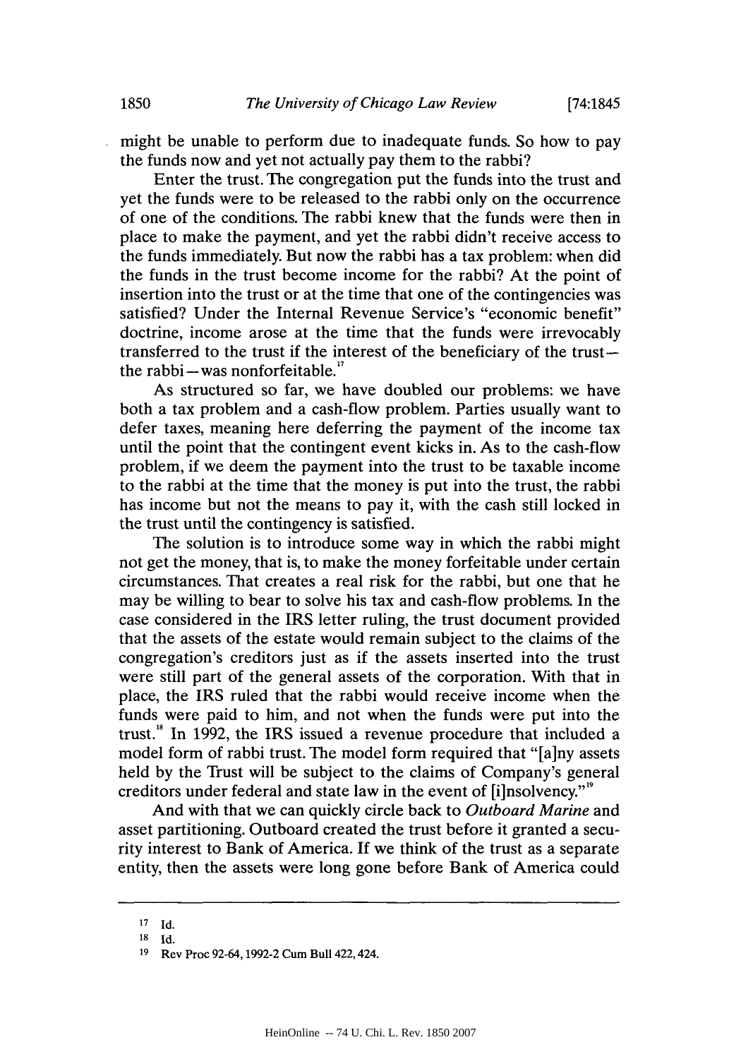might be unable to perform due to inadequate funds. So how to pay the funds now and yet not actually pay them to the rabbi?

Enter the trust. The congregation put the funds into the trust and yet the funds were to be released to the rabbi only on the occurrence of one of the conditions. The rabbi knew that the funds were then in place to make the payment, and yet the rabbi didn't receive access to the funds immediately. But now the rabbi has a tax problem: when did the funds in the trust become income for the rabbi? At the point of insertion into the trust or at the time that one of the contingencies was satisfied? Under the Internal Revenue Service's "economic benefit" doctrine, income arose at the time that the funds were irrevocably transferred to the trust if the interest of the beneficiary of the trust—the rabbi—was nonforfeitable.[17]

As structured so far, we have doubled our problems: we have both a tax problem and a cash-flow problem. Parties usually want to defer taxes, meaning here deferring the payment of the income tax until the point that the contingent event kicks in. As to the cash-flow problem, if we deem the payment into the trust to be taxable income to the rabbi at the time that the money is put into the trust, the rabbi has income but not the means to pay it, with the cash still locked in the trust until the contingency is satisfied.

The solution is to introduce some way in which the rabbi might not get the money, that is, to make the money forfeitable under certain circumstances. That creates a real risk for the rabbi, but one that he may be willing to bear to solve his tax and cash-flow problems. In the case considered in the IRS letter ruling, the trust document provided that the assets of the estate would remain subject to the claims of the congregation's creditors just as if the assets inserted into the trust were still part of the general assets of the corporation. With that in place, the IRS ruled that the rabbi would receive income when the funds were paid to him, and not when the funds were put into the trust.[18] In 1992, the IRS issued a revenue procedure that included a model form of rabbi trust. The model form required that "[a]ny assets held by the Trust will be subject to the claims of Company's general creditors under federal and state law in the event of [i]nsolvency."[19]

And with that we can quickly circle back to *Outboard Marine* and asset partitioning. Outboard created the trust before it granted a security interest to Bank of America. If we think of the trust as a separate entity, then the assets were long gone before Bank of America could

---

[17] Id.

[18] Id.

[19] Rev Proc 92-64, 1992-2 Cum Bull 422, 424.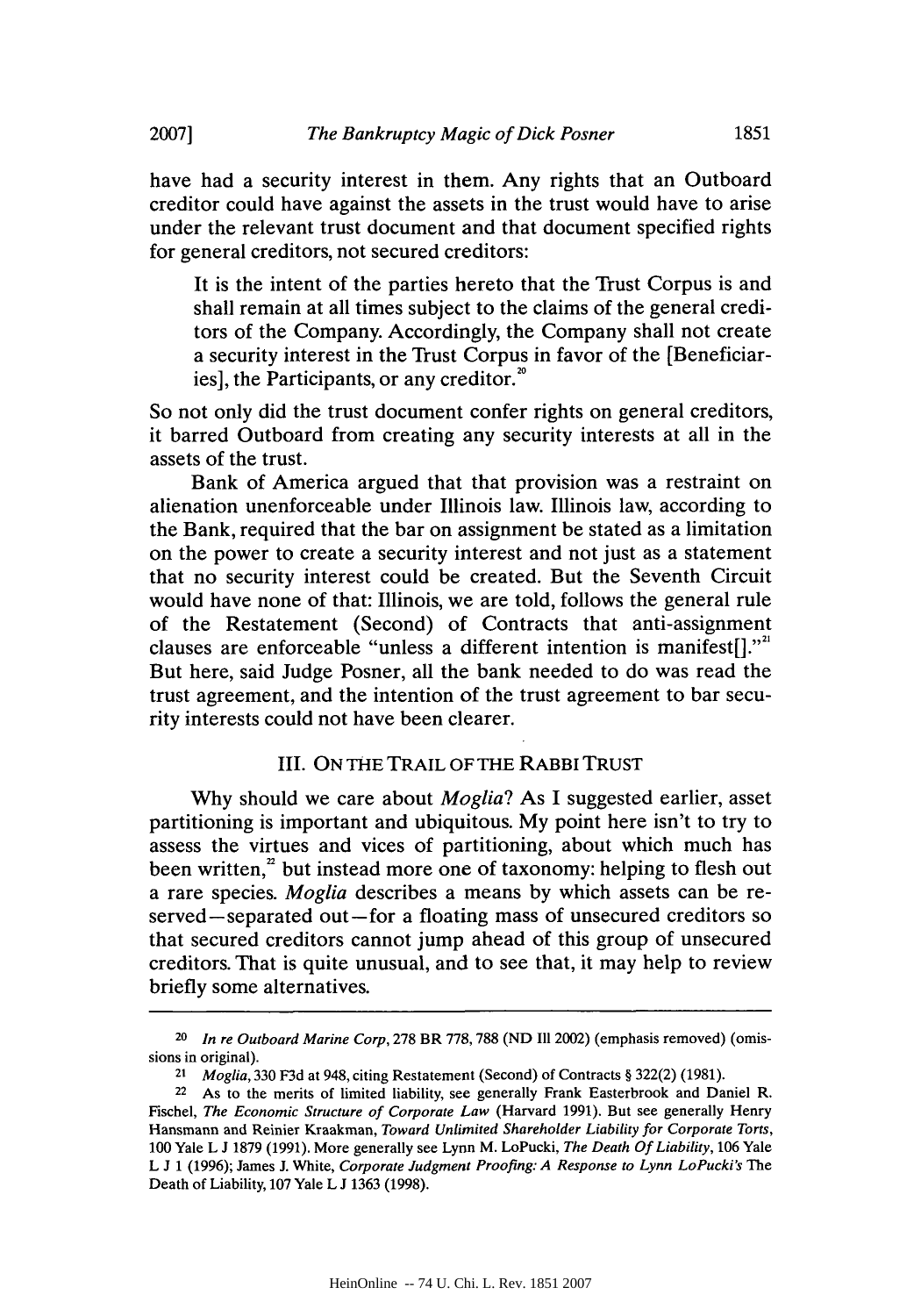have had a security interest in them. Any rights that an Outboard creditor could have against the assets in the trust would have to arise under the relevant trust document and that document specified rights for general creditors, not secured creditors:

> It is the intent of the parties hereto that the Trust Corpus is and shall remain at all times subject to the claims of the general creditors of the Company. Accordingly, the Company shall not create a security interest in the Trust Corpus in favor of the [Beneficiaries], the Participants, or any creditor.[20]

So not only did the trust document confer rights on general creditors, it barred Outboard from creating any security interests at all in the assets of the trust.

Bank of America argued that that provision was a restraint on alienation unenforceable under Illinois law. Illinois law, according to the Bank, required that the bar on assignment be stated as a limitation on the power to create a security interest and not just as a statement that no security interest could be created. But the Seventh Circuit would have none of that: Illinois, we are told, follows the general rule of the Restatement (Second) of Contracts that anti-assignment clauses are enforceable "unless a different intention is manifest[]."[21] But here, said Judge Posner, all the bank needed to do was read the trust agreement, and the intention of the trust agreement to bar security interests could not have been clearer.

## III. ON THE TRAIL OF THE RABBI TRUST

Why should we care about *Moglia*? As I suggested earlier, asset partitioning is important and ubiquitous. My point here isn't to try to assess the virtues and vices of partitioning, about which much has been written,[22] but instead more one of taxonomy: helping to flesh out a rare species. *Moglia* describes a means by which assets can be reserved—separated out—for a floating mass of unsecured creditors so that secured creditors cannot jump ahead of this group of unsecured creditors. That is quite unusual, and to see that, it may help to review briefly some alternatives.

---

[20] *In re Outboard Marine Corp*, 278 BR 778, 788 (ND Ill 2002) (emphasis removed) (omissions in original).

[21] *Moglia*, 330 F3d at 948, citing Restatement (Second) of Contracts § 322(2) (1981).

[22] As to the merits of limited liability, see generally Frank Easterbrook and Daniel R. Fischel, *The Economic Structure of Corporate Law* (Harvard 1991). But see generally Henry Hansmann and Reinier Kraakman, *Toward Unlimited Shareholder Liability for Corporate Torts*, 100 Yale L J 1879 (1991). More generally see Lynn M. LoPucki, *The Death Of Liability*, 106 Yale L J 1 (1996); James J. White, *Corporate Judgment Proofing: A Response to Lynn LoPucki's* The Death of Liability, 107 Yale L J 1363 (1998).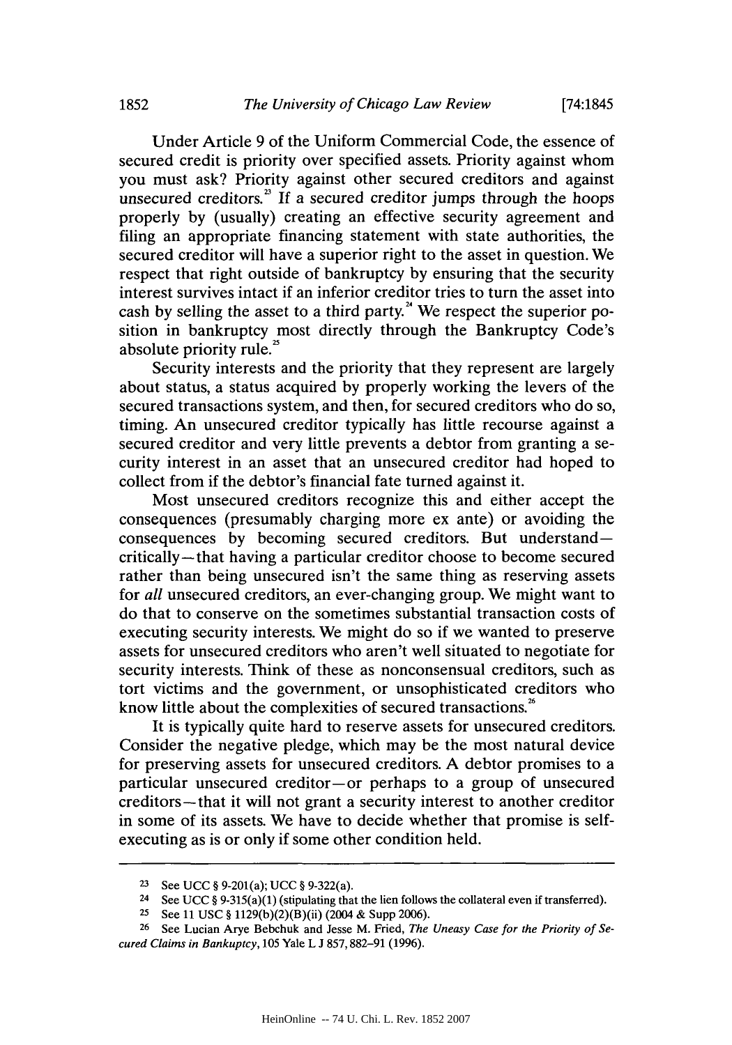Under Article 9 of the Uniform Commercial Code, the essence of secured credit is priority over specified assets. Priority against whom you must ask? Priority against other secured creditors and against unsecured creditors.[23] If a secured creditor jumps through the hoops properly by (usually) creating an effective security agreement and filing an appropriate financing statement with state authorities, the secured creditor will have a superior right to the asset in question. We respect that right outside of bankruptcy by ensuring that the security interest survives intact if an inferior creditor tries to turn the asset into cash by selling the asset to a third party.[24] We respect the superior position in bankruptcy most directly through the Bankruptcy Code's absolute priority rule.[25]

Security interests and the priority that they represent are largely about status, a status acquired by properly working the levers of the secured transactions system, and then, for secured creditors who do so, timing. An unsecured creditor typically has little recourse against a secured creditor and very little prevents a debtor from granting a security interest in an asset that an unsecured creditor had hoped to collect from if the debtor's financial fate turned against it.

Most unsecured creditors recognize this and either accept the consequences (presumably charging more ex ante) or avoiding the consequences by becoming secured creditors. But understand—critically—that having a particular creditor choose to become secured rather than being unsecured isn't the same thing as reserving assets for *all* unsecured creditors, an ever-changing group. We might want to do that to conserve on the sometimes substantial transaction costs of executing security interests. We might do so if we wanted to preserve assets for unsecured creditors who aren't well situated to negotiate for security interests. Think of these as nonconsensual creditors, such as tort victims and the government, or unsophisticated creditors who know little about the complexities of secured transactions.[26]

It is typically quite hard to reserve assets for unsecured creditors. Consider the negative pledge, which may be the most natural device for preserving assets for unsecured creditors. A debtor promises to a particular unsecured creditor—or perhaps to a group of unsecured creditors—that it will not grant a security interest to another creditor in some of its assets. We have to decide whether that promise is self-executing as is or only if some other condition held.

---

[23] See UCC § 9-201(a); UCC § 9-322(a).

[24] See UCC § 9-315(a)(1) (stipulating that the lien follows the collateral even if transferred).

[25] See 11 USC § 1129(b)(2)(B)(ii) (2004 & Supp 2006).

[26] See Lucian Arye Bebchuk and Jesse M. Fried, *The Uneasy Case for the Priority of Secured Claims in Bankruptcy*, 105 Yale L J 857, 882–91 (1996).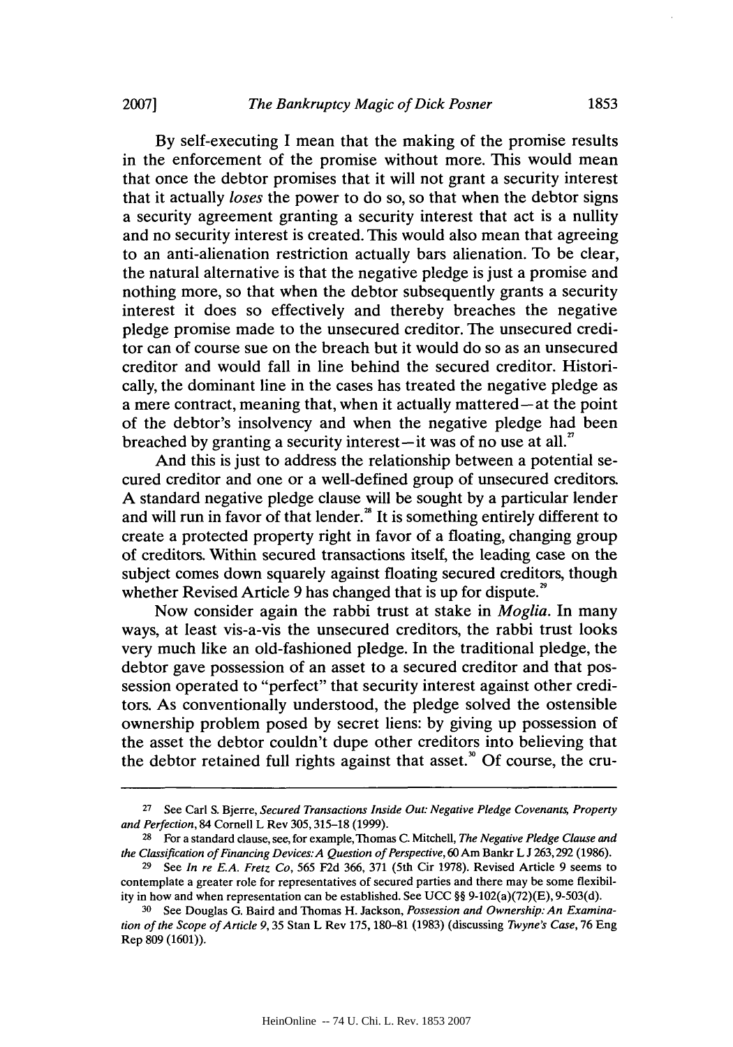By self-executing I mean that the making of the promise results in the enforcement of the promise without more. This would mean that once the debtor promises that it will not grant a security interest that it actually *loses* the power to do so, so that when the debtor signs a security agreement granting a security interest that act is a nullity and no security interest is created. This would also mean that agreeing to an anti-alienation restriction actually bars alienation. To be clear, the natural alternative is that the negative pledge is just a promise and nothing more, so that when the debtor subsequently grants a security interest it does so effectively and thereby breaches the negative pledge promise made to the unsecured creditor. The unsecured creditor can of course sue on the breach but it would do so as an unsecured creditor and would fall in line behind the secured creditor. Historically, the dominant line in the cases has treated the negative pledge as a mere contract, meaning that, when it actually mattered—at the point of the debtor's insolvency and when the negative pledge had been breached by granting a security interest—it was of no use at all.[27]

And this is just to address the relationship between a potential secured creditor and one or a well-defined group of unsecured creditors. A standard negative pledge clause will be sought by a particular lender and will run in favor of that lender.[28] It is something entirely different to create a protected property right in favor of a floating, changing group of creditors. Within secured transactions itself, the leading case on the subject comes down squarely against floating secured creditors, though whether Revised Article 9 has changed that is up for dispute.[29]

Now consider again the rabbi trust at stake in *Moglia*. In many ways, at least vis-a-vis the unsecured creditors, the rabbi trust looks very much like an old-fashioned pledge. In the traditional pledge, the debtor gave possession of an asset to a secured creditor and that possession operated to "perfect" that security interest against other creditors. As conventionally understood, the pledge solved the ostensible ownership problem posed by secret liens: by giving up possession of the asset the debtor couldn't dupe other creditors into believing that the debtor retained full rights against that asset.[30] Of course, the cru-

---

[27] See Carl S. Bjerre, *Secured Transactions Inside Out: Negative Pledge Covenants, Property and Perfection*, 84 Cornell L Rev 305, 315–18 (1999).

[28] For a standard clause, see, for example, Thomas C. Mitchell, *The Negative Pledge Clause and the Classification of Financing Devices: A Question of Perspective*, 60 Am Bankr L J 263, 292 (1986).

[29] See *In re E.A. Fretz Co*, 565 F2d 366, 371 (5th Cir 1978). Revised Article 9 seems to contemplate a greater role for representatives of secured parties and there may be some flexibility in how and when representation can be established. See UCC §§ 9-102(a)(72)(E), 9-503(d).

[30] See Douglas G. Baird and Thomas H. Jackson, *Possession and Ownership: An Examination of the Scope of Article 9*, 35 Stan L Rev 175, 180–81 (1983) (discussing *Twyne's Case*, 76 Eng Rep 809 (1601)).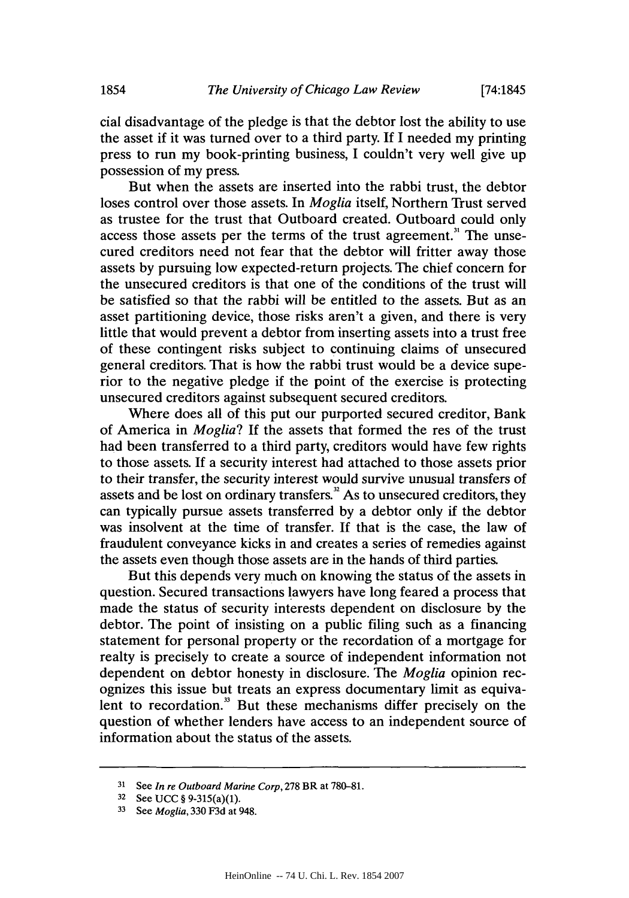cial disadvantage of the pledge is that the debtor lost the ability to use the asset if it was turned over to a third party. If I needed my printing press to run my book-printing business, I couldn't very well give up possession of my press.

But when the assets are inserted into the rabbi trust, the debtor loses control over those assets. In *Moglia* itself, Northern Trust served as trustee for the trust that Outboard created. Outboard could only access those assets per the terms of the trust agreement.[31] The unsecured creditors need not fear that the debtor will fritter away those assets by pursuing low expected-return projects. The chief concern for the unsecured creditors is that one of the conditions of the trust will be satisfied so that the rabbi will be entitled to the assets. But as an asset partitioning device, those risks aren't a given, and there is very little that would prevent a debtor from inserting assets into a trust free of these contingent risks subject to continuing claims of unsecured general creditors. That is how the rabbi trust would be a device superior to the negative pledge if the point of the exercise is protecting unsecured creditors against subsequent secured creditors.

Where does all of this put our purported secured creditor, Bank of America in *Moglia*? If the assets that formed the res of the trust had been transferred to a third party, creditors would have few rights to those assets. If a security interest had attached to those assets prior to their transfer, the security interest would survive unusual transfers of assets and be lost on ordinary transfers.[32] As to unsecured creditors, they can typically pursue assets transferred by a debtor only if the debtor was insolvent at the time of transfer. If that is the case, the law of fraudulent conveyance kicks in and creates a series of remedies against the assets even though those assets are in the hands of third parties.

But this depends very much on knowing the status of the assets in question. Secured transactions lawyers have long feared a process that made the status of security interests dependent on disclosure by the debtor. The point of insisting on a public filing such as a financing statement for personal property or the recordation of a mortgage for realty is precisely to create a source of independent information not dependent on debtor honesty in disclosure. The *Moglia* opinion recognizes this issue but treats an express documentary limit as equivalent to recordation.[33] But these mechanisms differ precisely on the question of whether lenders have access to an independent source of information about the status of the assets.

---

[31] See *In re Outboard Marine Corp*, 278 BR at 780–81.

[32] See UCC § 9-315(a)(1).

[33] See *Moglia*, 330 F3d at 948.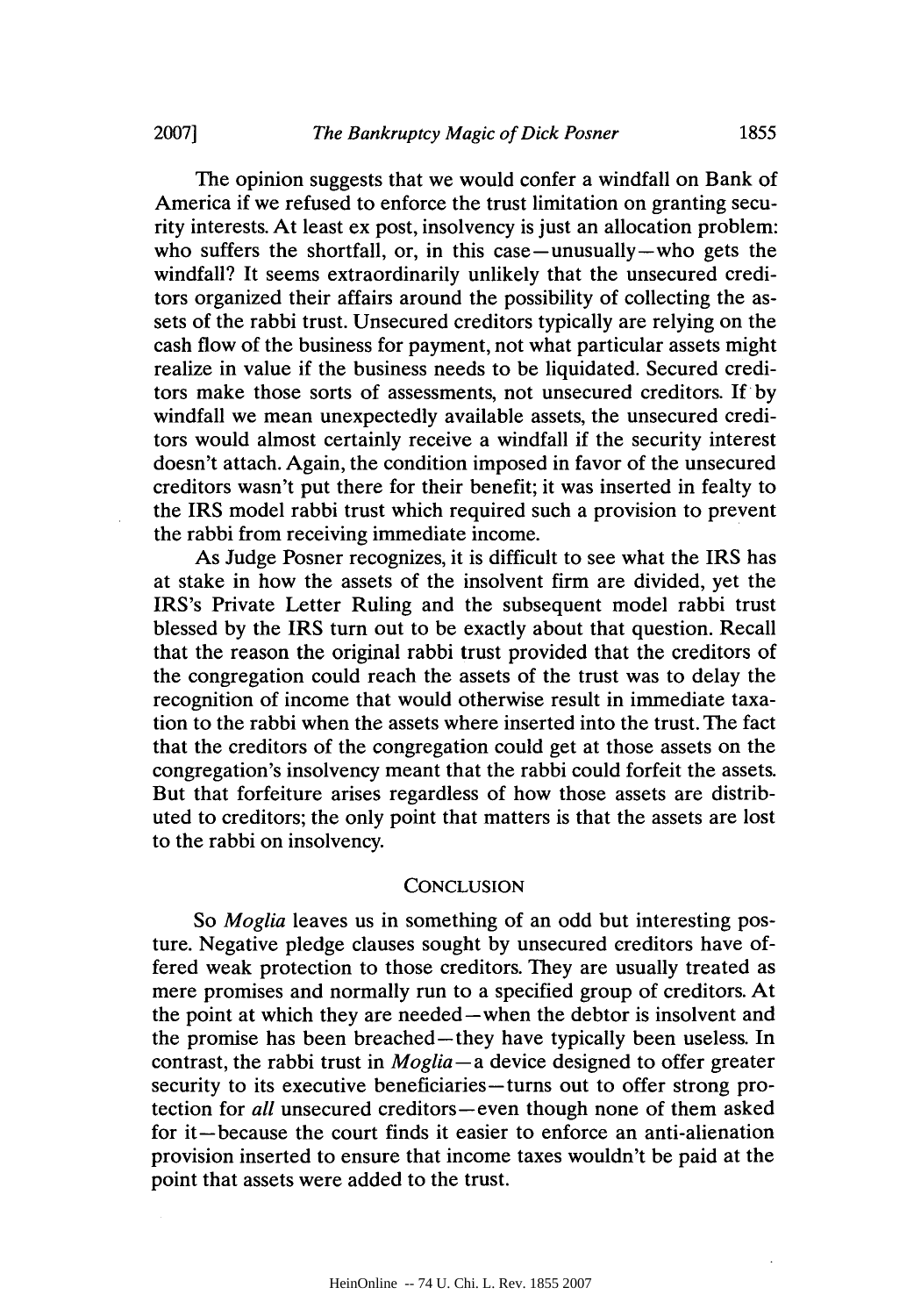The opinion suggests that we would confer a windfall on Bank of America if we refused to enforce the trust limitation on granting security interests. At least ex post, insolvency is just an allocation problem: who suffers the shortfall, or, in this case—unusually—who gets the windfall? It seems extraordinarily unlikely that the unsecured creditors organized their affairs around the possibility of collecting the assets of the rabbi trust. Unsecured creditors typically are relying on the cash flow of the business for payment, not what particular assets might realize in value if the business needs to be liquidated. Secured creditors make those sorts of assessments, not unsecured creditors. If by windfall we mean unexpectedly available assets, the unsecured creditors would almost certainly receive a windfall if the security interest doesn't attach. Again, the condition imposed in favor of the unsecured creditors wasn't put there for their benefit; it was inserted in fealty to the IRS model rabbi trust which required such a provision to prevent the rabbi from receiving immediate income.

As Judge Posner recognizes, it is difficult to see what the IRS has at stake in how the assets of the insolvent firm are divided, yet the IRS's Private Letter Ruling and the subsequent model rabbi trust blessed by the IRS turn out to be exactly about that question. Recall that the reason the original rabbi trust provided that the creditors of the congregation could reach the assets of the trust was to delay the recognition of income that would otherwise result in immediate taxation to the rabbi when the assets where inserted into the trust. The fact that the creditors of the congregation could get at those assets on the congregation's insolvency meant that the rabbi could forfeit the assets. But that forfeiture arises regardless of how those assets are distributed to creditors; the only point that matters is that the assets are lost to the rabbi on insolvency.

## CONCLUSION

So *Moglia* leaves us in something of an odd but interesting posture. Negative pledge clauses sought by unsecured creditors have offered weak protection to those creditors. They are usually treated as mere promises and normally run to a specified group of creditors. At the point at which they are needed—when the debtor is insolvent and the promise has been breached—they have typically been useless. In contrast, the rabbi trust in *Moglia*—a device designed to offer greater security to its executive beneficiaries—turns out to offer strong protection for *all* unsecured creditors—even though none of them asked for it—because the court finds it easier to enforce an anti-alienation provision inserted to ensure that income taxes wouldn't be paid at the point that assets were added to the trust.